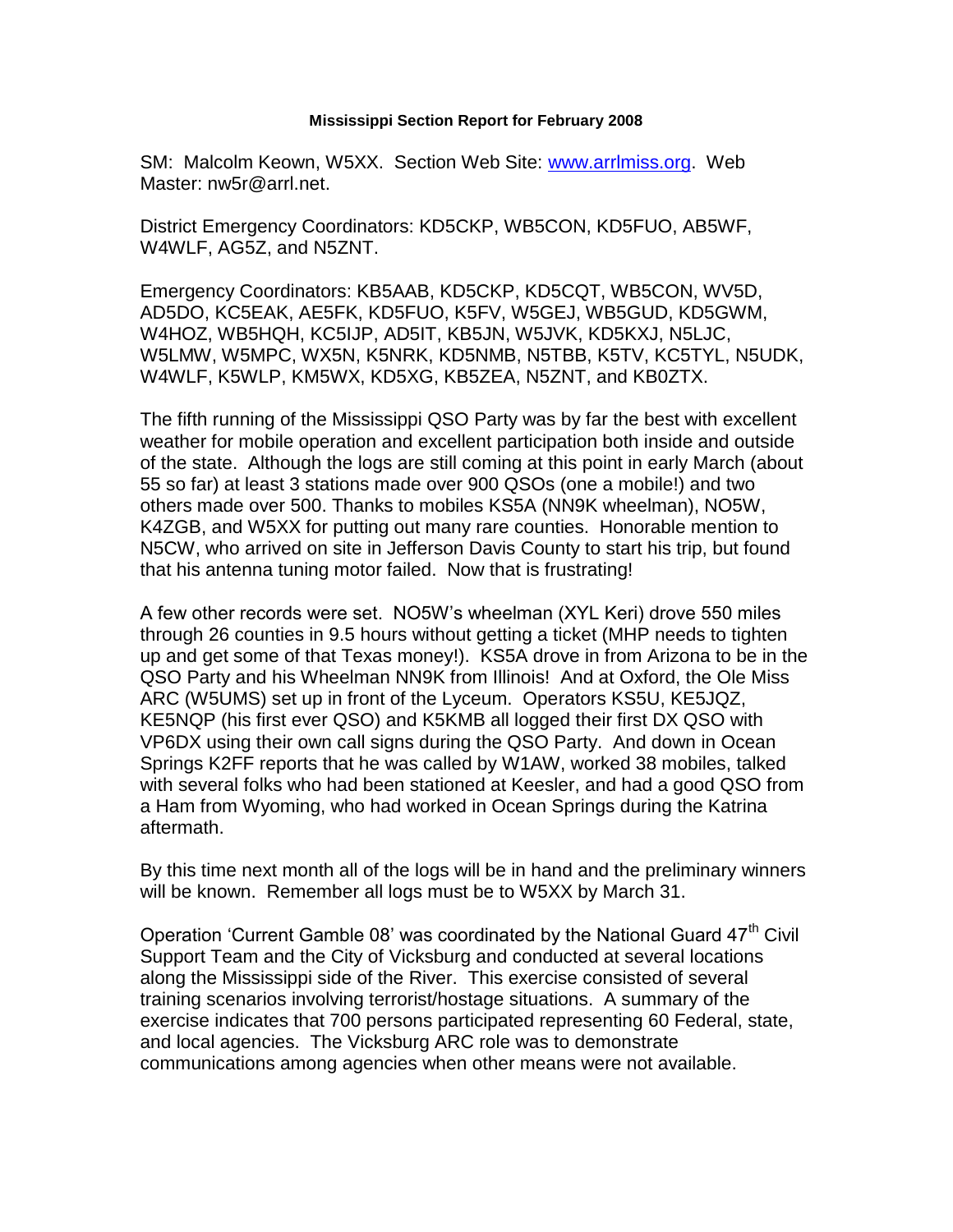**Mississippi Section Report for February 2008**

SM: Malcolm Keown, W5XX. Section Web Site: www.arrlmiss.org. Web Master: nw5r@arrl.net.

District Emergency Coordinators: KD5CKP, WB5CON, KD5FUO, AB5WF, W4WLF, AG5Z, and N5ZNT.

Emergency Coordinators: KB5AAB, KD5CKP, KD5CQT, WB5CON, WV5D, AD5DO, KC5EAK, AE5FK, KD5FUO, K5FV, W5GEJ, WB5GUD, KD5GWM, W4HOZ, WB5HQH, KC5IJP, AD5IT, KB5JN, W5JVK, KD5KXJ, N5LJC, W5LMW, W5MPC, WX5N, K5NRK, KD5NMB, N5TBB, K5TV, KC5TYL, N5UDK, W4WLF, K5WLP, KM5WX, KD5XG, KB5ZEA, N5ZNT, and KB0ZTX.

The fifth running of the Mississippi QSO Party was by far the best with excellent weather for mobile operation and excellent participation both inside and outside of the state. Although the logs are still coming at this point in early March (about 55 so far) at least 3 stations made over 900 QSOs (one a mobile!) and two others made over 500. Thanks to mobiles KS5A (NN9K wheelman), NO5W, K4ZGB, and W5XX for putting out many rare counties. Honorable mention to N5CW, who arrived on site in Jefferson Davis County to start his trip, but found that his antenna tuning motor failed. Now that is frustrating!

A few other records were set. NO5W's wheelman (XYL Keri) drove 550 miles through 26 counties in 9.5 hours without getting a ticket (MHP needs to tighten up and get some of that Texas money!). KS5A drove in from Arizona to be in the QSO Party and his Wheelman NN9K from Illinois! And at Oxford, the Ole Miss ARC (W5UMS) set up in front of the Lyceum. Operators KS5U, KE5JQZ, KE5NQP (his first ever QSO) and K5KMB all logged their first DX QSO with VP6DX using their own call signs during the QSO Party. And down in Ocean Springs K2FF reports that he was called by W1AW, worked 38 mobiles, talked with several folks who had been stationed at Keesler, and had a good QSO from a Ham from Wyoming, who had worked in Ocean Springs during the Katrina aftermath.

By this time next month all of the logs will be in hand and the preliminary winners will be known. Remember all logs must be to W5XX by March 31.

Operation 'Current Gamble 08' was coordinated by the National Guard 47th Civil Support Team and the City of Vicksburg and conducted at several locations along the Mississippi side of the River. This exercise consisted of several training scenarios involving terrorist/hostage situations. A summary of the exercise indicates that 700 persons participated representing 60 Federal, state, and local agencies. The Vicksburg ARC role was to demonstrate communications among agencies when other means were not available.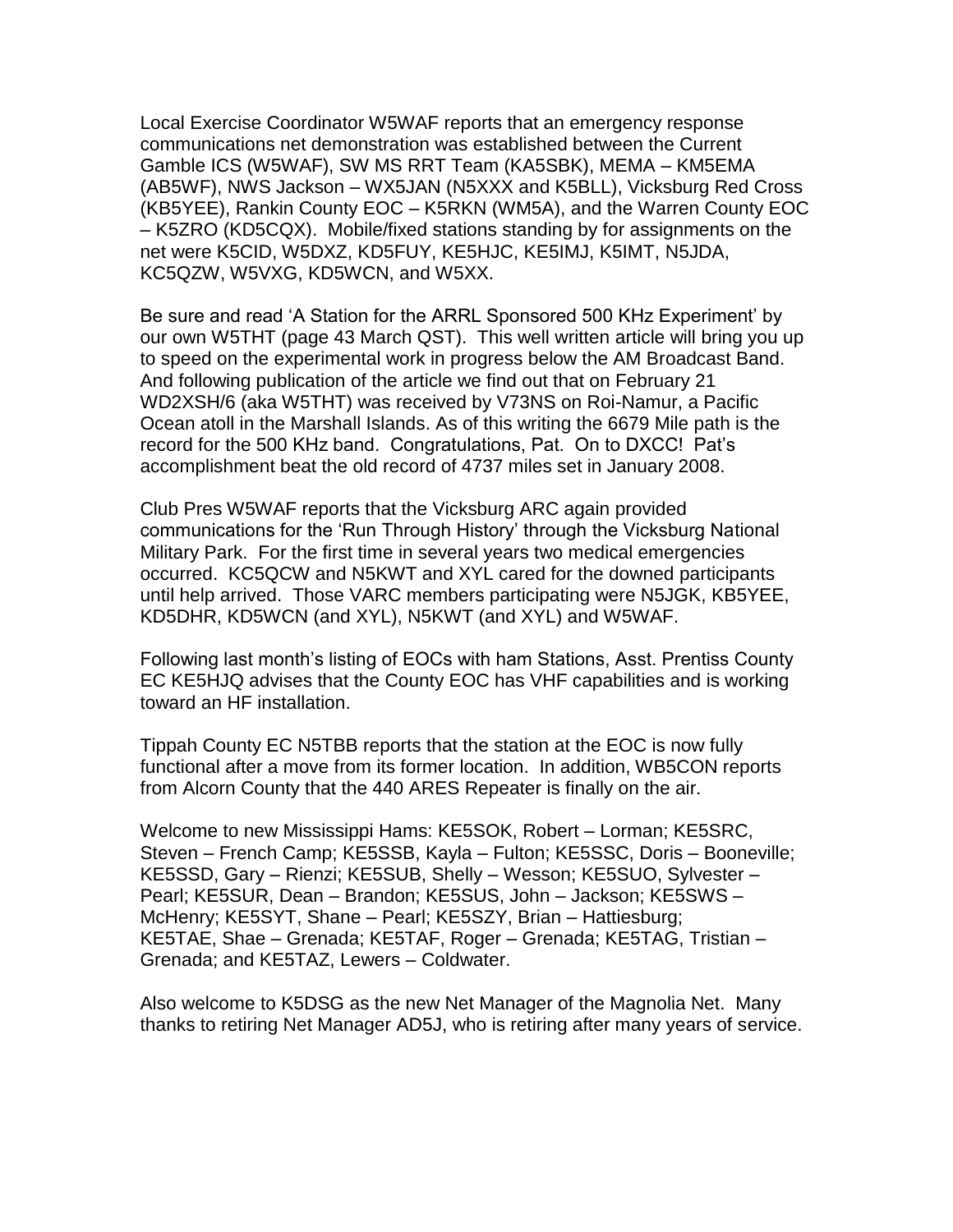Local Exercise Coordinator W5WAF reports that an emergency response communications net demonstration was established between the Current Gamble ICS (W5WAF), SW MS RRT Team (KA5SBK), MEMA – KM5EMA (AB5WF), NWS Jackson – WX5JAN (N5XXX and K5BLL), Vicksburg Red Cross (KB5YEE), Rankin County EOC – K5RKN (WM5A), and the Warren County EOC – K5ZRO (KD5CQX). Mobile/fixed stations standing by for assignments on the net were K5CID, W5DXZ, KD5FUY, KE5HJC, KE5IMJ, K5IMT, N5JDA, KC5QZW, W5VXG, KD5WCN, and W5XX.

Be sure and read 'A Station for the ARRL Sponsored 500 KHz Experiment' by our own W5THT (page 43 March QST). This well written article will bring you up to speed on the experimental work in progress below the AM Broadcast Band. And following publication of the article we find out that on February 21 WD2XSH/6 (aka W5THT) was received by V73NS on Roi-Namur, a Pacific Ocean atoll in the Marshall Islands. As of this writing the 6679 Mile path is the record for the 500 KHz band. Congratulations, Pat. On to DXCC! Pat's accomplishment beat the old record of 4737 miles set in January 2008.

Club Pres W5WAF reports that the Vicksburg ARC again provided communications for the 'Run Through History' through the Vicksburg National Military Park. For the first time in several years two medical emergencies occurred. KC5QCW and N5KWT and XYL cared for the downed participants until help arrived. Those VARC members participating were N5JGK, KB5YEE, KD5DHR, KD5WCN (and XYL), N5KWT (and XYL) and W5WAF.

Following last month's listing of EOCs with ham Stations, Asst. Prentiss County EC KE5HJQ advises that the County EOC has VHF capabilities and is working toward an HF installation.

Tippah County EC N5TBB reports that the station at the EOC is now fully functional after a move from its former location. In addition, WB5CON reports from Alcorn County that the 440 ARES Repeater is finally on the air.

Welcome to new Mississippi Hams: KE5SOK, Robert – Lorman; KE5SRC, Steven – French Camp; KE5SSB, Kayla – Fulton; KE5SSC, Doris – Booneville; KE5SSD, Gary – Rienzi; KE5SUB, Shelly – Wesson; KE5SUO, Sylvester – Pearl; KE5SUR, Dean – Brandon; KE5SUS, John – Jackson; KE5SWS – McHenry; KE5SYT, Shane – Pearl; KE5SZY, Brian – Hattiesburg; KE5TAE, Shae – Grenada; KE5TAF, Roger – Grenada; KE5TAG, Tristian – Grenada; and KE5TAZ, Lewers – Coldwater.

Also welcome to K5DSG as the new Net Manager of the Magnolia Net. Many thanks to retiring Net Manager AD5J, who is retiring after many years of service.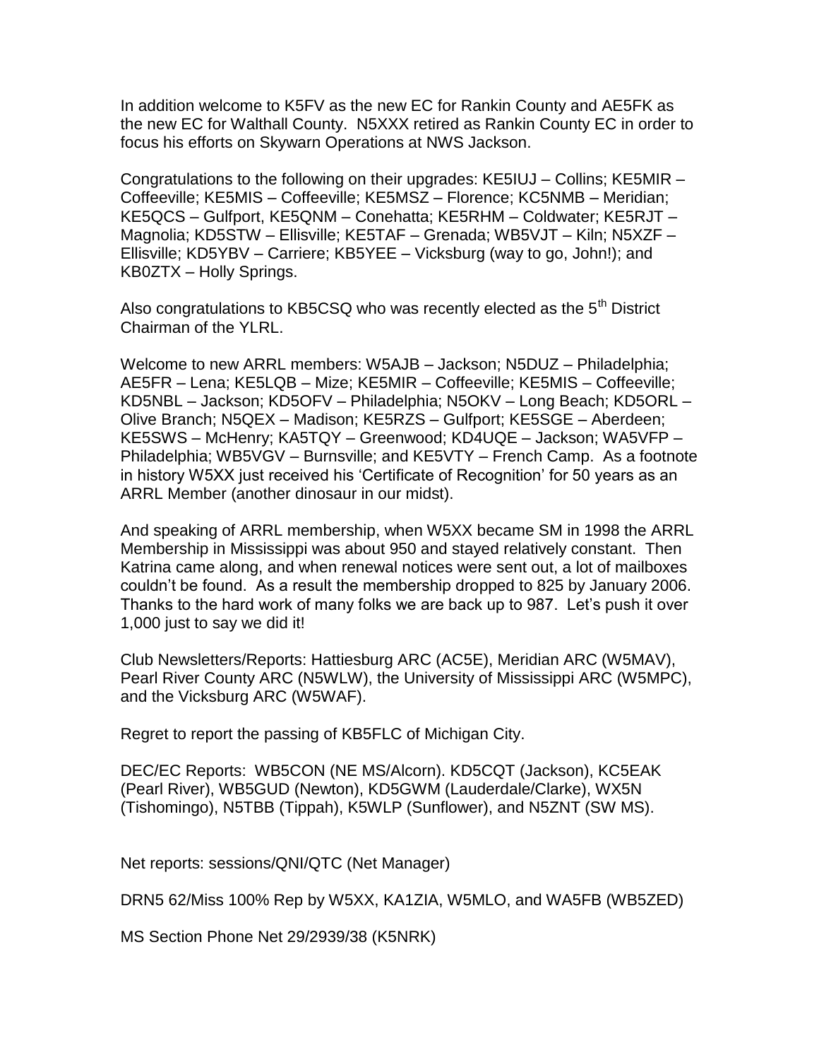In addition welcome to K5FV as the new EC for Rankin County and AE5FK as the new EC for Walthall County. N5XXX retired as Rankin County EC in order to focus his efforts on Skywarn Operations at NWS Jackson.

Congratulations to the following on their upgrades: KE5IUJ – Collins; KE5MIR – Coffeeville; KE5MIS – Coffeeville; KE5MSZ – Florence; KC5NMB – Meridian; KE5QCS – Gulfport, KE5QNM – Conehatta; KE5RHM – Coldwater; KE5RJT – Magnolia; KD5STW – Ellisville; KE5TAF – Grenada; WB5VJT – Kiln; N5XZF – Ellisville; KD5YBV – Carriere; KB5YEE – Vicksburg (way to go, John!); and KB0ZTX – Holly Springs.

Also congratulations to KB5CSQ who was recently elected as the 5th District Chairman of the YLRL.

Welcome to new ARRL members: W5AJB – Jackson; N5DUZ – Philadelphia; AE5FR – Lena; KE5LQB – Mize; KE5MIR – Coffeeville; KE5MIS – Coffeeville; KD5NBL – Jackson; KD5OFV – Philadelphia; N5OKV – Long Beach; KD5ORL – Olive Branch; N5QEX – Madison; KE5RZS – Gulfport; KE5SGE – Aberdeen; KE5SWS – McHenry; KA5TQY – Greenwood; KD4UQE – Jackson; WA5VFP – Philadelphia; WB5VGV – Burnsville; and KE5VTY – French Camp. As a footnote in history W5XX just received his 'Certificate of Recognition' for 50 years as an ARRL Member (another dinosaur in our midst).

And speaking of ARRL membership, when W5XX became SM in 1998 the ARRL Membership in Mississippi was about 950 and stayed relatively constant. Then Katrina came along, and when renewal notices were sent out, a lot of mailboxes couldn't be found. As a result the membership dropped to 825 by January 2006. Thanks to the hard work of many folks we are back up to 987. Let's push it over 1,000 just to say we did it!

Club Newsletters/Reports: Hattiesburg ARC (AC5E), Meridian ARC (W5MAV), Pearl River County ARC (N5WLW), the University of Mississippi ARC (W5MPC), and the Vicksburg ARC (W5WAF).

Regret to report the passing of KB5FLC of Michigan City.

DEC/EC Reports: WB5CON (NE MS/Alcorn). KD5CQT (Jackson), KC5EAK (Pearl River), WB5GUD (Newton), KD5GWM (Lauderdale/Clarke), WX5N (Tishomingo), N5TBB (Tippah), K5WLP (Sunflower), and N5ZNT (SW MS).

Net reports: sessions/QNI/QTC (Net Manager)

DRN5 62/Miss 100% Rep by W5XX, KA1ZIA, W5MLO, and WA5FB (WB5ZED)

MS Section Phone Net 29/2939/38 (K5NRK)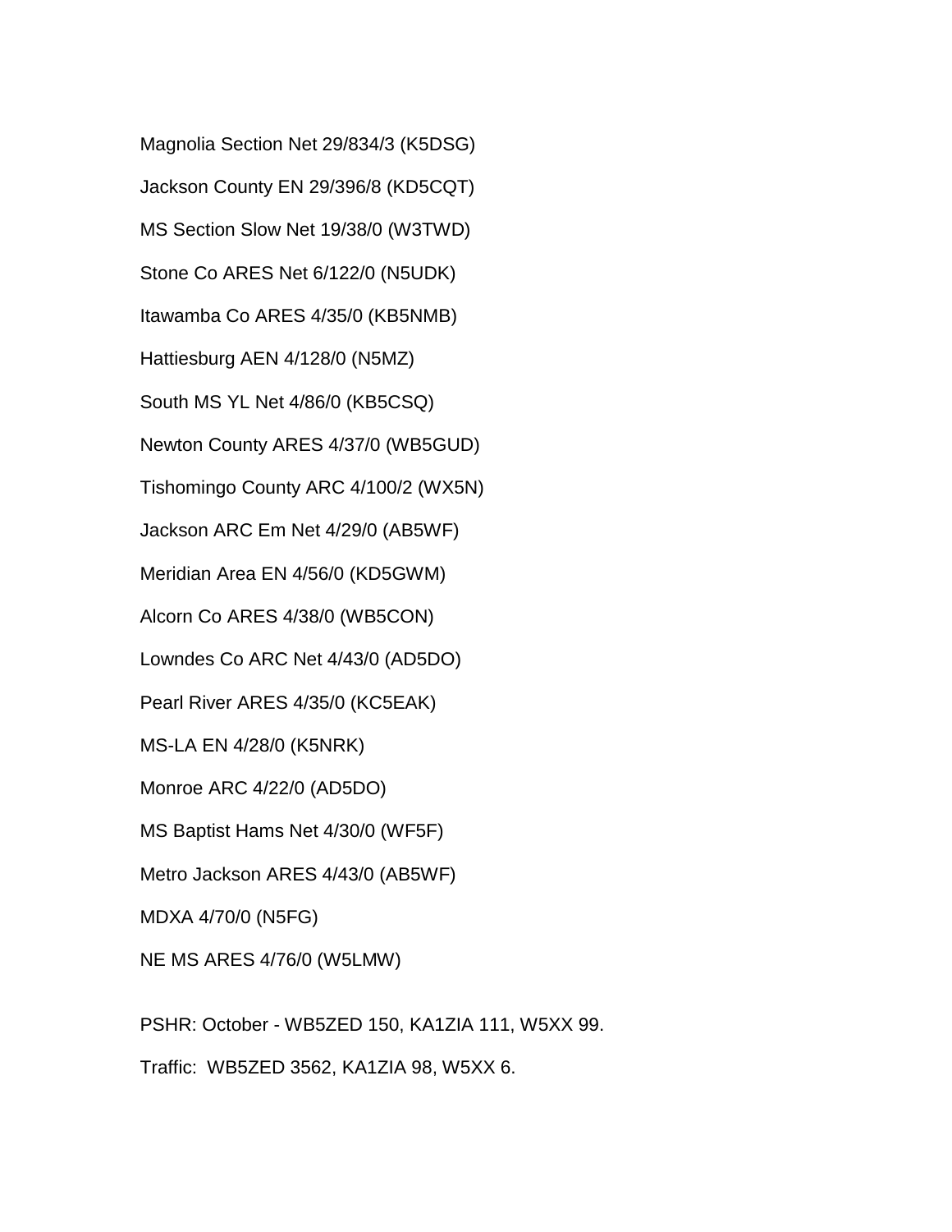Magnolia Section Net 29/834/3 (K5DSG)

Jackson County EN 29/396/8 (KD5CQT)

MS Section Slow Net 19/38/0 (W3TWD)

Stone Co ARES Net 6/122/0 (N5UDK)

Itawamba Co ARES 4/35/0 (KB5NMB)

Hattiesburg AEN 4/128/0 (N5MZ)

South MS YL Net 4/86/0 (KB5CSQ)

Newton County ARES 4/37/0 (WB5GUD)

Tishomingo County ARC 4/100/2 (WX5N)

Jackson ARC Em Net 4/29/0 (AB5WF)

Meridian Area EN 4/56/0 (KD5GWM)

Alcorn Co ARES 4/38/0 (WB5CON)

Lowndes Co ARC Net 4/43/0 (AD5DO)

Pearl River ARES 4/35/0 (KC5EAK)

MS-LA EN 4/28/0 (K5NRK)

Monroe ARC 4/22/0 (AD5DO)

MS Baptist Hams Net 4/30/0 (WF5F)

Metro Jackson ARES 4/43/0 (AB5WF)

MDXA 4/70/0 (N5FG)

NE MS ARES 4/76/0 (W5LMW)

PSHR: October - WB5ZED 150, KA1ZIA 111, W5XX 99.

Traffic: WB5ZED 3562, KA1ZIA 98, W5XX 6.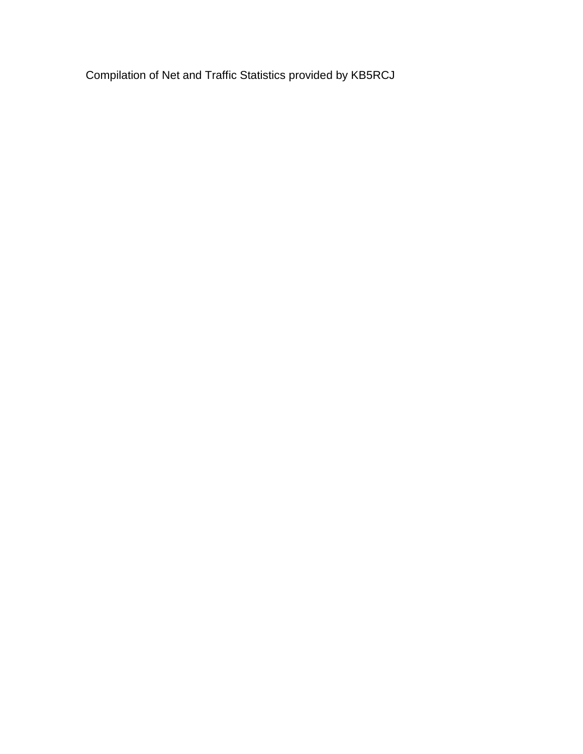Compilation of Net and Traffic Statistics provided by KB5RCJ